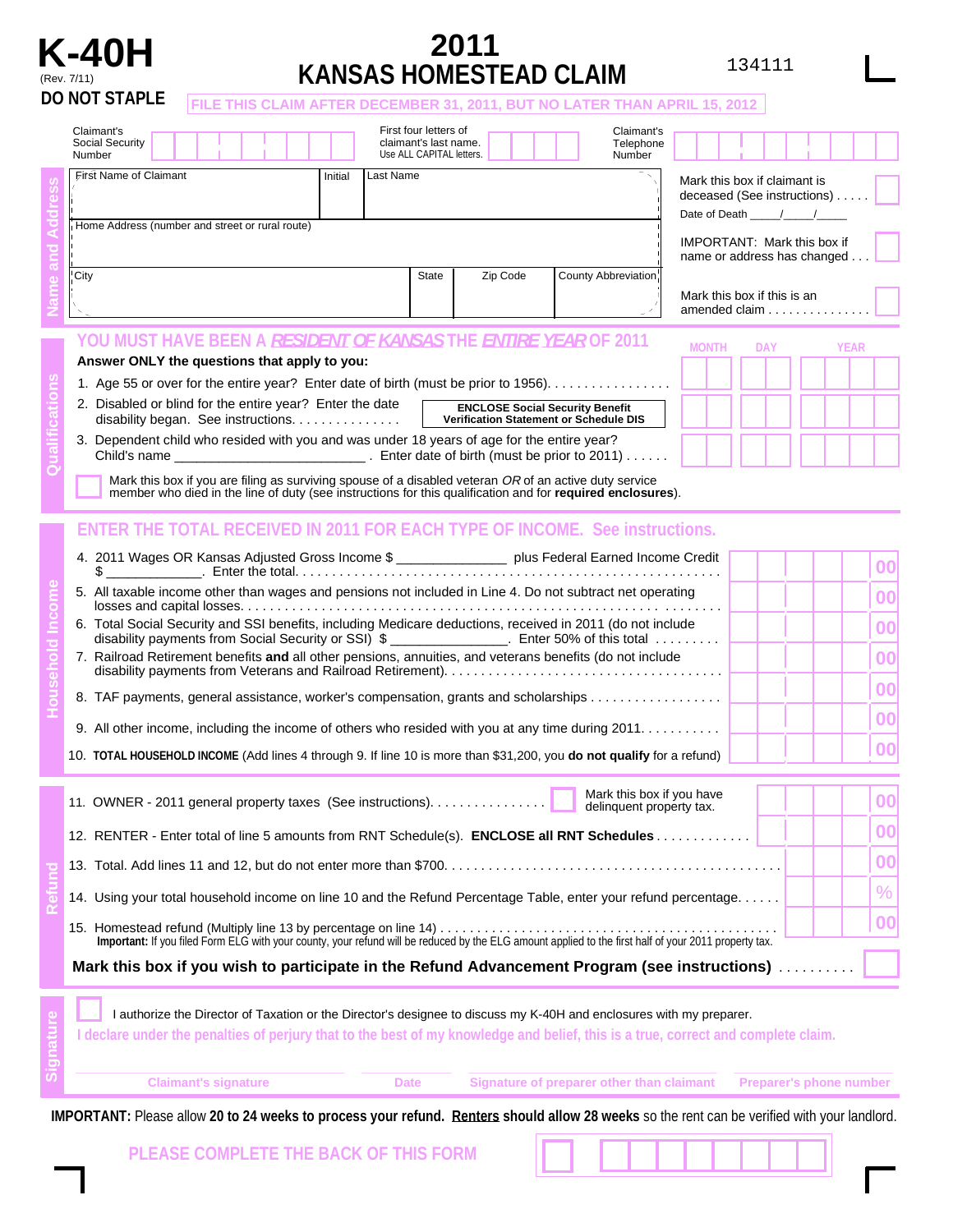# K-40H

(Rev. 7/11)

**DO NOT STAPLE**

# 2011 KANSAS HOMESTEAD CLAIM

134111

**FILE THIS CLAIM AFTER DECEMBER 31, 2011, BUT NO LATER THAN APRIL 15, 2012**

Claimant's Social Security Number | First four letters of claimant's last name. Use ALL CAPITAL letters. | Claimant's Telephone Number

## Name and Address

First Name of Claimant | Initial | Last Name

Home Address (number and street or rural route)

City | State | Zip Code | County Abbreviation

Mark this box if claimant is deceased (See instructions) . . . . . ☐

Date of Death ____/____/____

IMPORTANT: Mark this box if name or address has changed . . . ☐

Mark this box if this is an amended claim . . . . . . . . . . . . . . . ☐

## Qualifications

**YOU MUST HAVE BEEN A *RESIDENT OF KANSAS* THE *ENTIRE YEAR* OF 2011**

**Answer ONLY the questions that apply to you:**

MONTH | DAY | YEAR

1. Age 55 or over for the entire year? Enter date of birth (must be prior to 1956). . . . . . . . . . . . . . . . .
2. Disabled or blind for the entire year? Enter the date disability began. See instructions. . . . . . . . . . . . . . . **ENCLOSE Social Security Benefit Verification Statement or Schedule DIS**
3. Dependent child who resided with you and was under 18 years of age for the entire year? Child's name ________________________. Enter date of birth (must be prior to 2011) . . . . . .

☐ Mark this box if you are filing as surviving spouse of a disabled veteran *OR* of an active duty service member who died in the line of duty (see instructions for this qualification and for **required enclosures**).

## Household Income

**ENTER THE TOTAL RECEIVED IN 2011 FOR EACH TYPE OF INCOME. See instructions.**

4. 2011 Wages OR Kansas Adjusted Gross Income $ ______________ plus Federal Earned Income Credit $ ____________. Enter the total. . . . . . . . . . . . . . . . . . . . . . . . . . . . . . . . . . . . . . . . . . . . . . . . . . . . . . . . . 00
5. All taxable income other than wages and pensions not included in Line 4. Do not subtract net operating losses and capital losses. . . . . . . . . . . . . . . . . . . . . . . . . . . . . . . . . . . . . . . . . . . . . . . . . . . . . . . . . . 00
6. Total Social Security and SSI benefits, including Medicare deductions, received in 2011 (do not include disability payments from Social Security or SSI) $ _______________. Enter 50% of this total . . . . . . . . . 00
7. Railroad Retirement benefits **and** all other pensions, annuities, and veterans benefits (do not include disability payments from Veterans and Railroad Retirement). . . . . . . . . . . . . . . . . . . . . . . . . . . . . . . . . . . . . 00
8. TAF payments, general assistance, worker's compensation, grants and scholarships . . . . . . . . . . . . . . . . . . 00
9. All other income, including the income of others who resided with you at any time during 2011. . . . . . . . . . . 00
10. **TOTAL HOUSEHOLD INCOME** (Add lines 4 through 9. If line 10 is more than $31,200, you **do not qualify** for a refund) 00

## Refund

11. OWNER - 2011 general property taxes (See instructions). . . . . . . . . . . . . . . ☐ Mark this box if you have delinquent property tax. 00
12. RENTER - Enter total of line 5 amounts from RNT Schedule(s). **ENCLOSE all RNT Schedules** . . . . . . . . . . . . 00
13. Total. Add lines 11 and 12, but do not enter more than $700. . . . . . . . . . . . . . . . . . . . . . . . . . . . . . . . . . . . . . . . . . . . . 00
14. Using your total household income on line 10 and the Refund Percentage Table, enter your refund percentage. . . . . . %
15. Homestead refund (Multiply line 13 by percentage on line 14) . . . . . . . . . . . . . . . . . . . . . . . . . . . . . . . . . . . . . . . . . . . . 00

**Important:** If you filed Form ELG with your county, your refund will be reduced by the ELG amount applied to the first half of your 2011 property tax.

**Mark this box if you wish to participate in the Refund Advancement Program (see instructions)** . . . . . . . . . . ☐

## Signature

☐ I authorize the Director of Taxation or the Director's designee to discuss my K-40H and enclosures with my preparer.

**I declare under the penalties of perjury that to the best of my knowledge and belief, this is a true, correct and complete claim.**

Claimant's signature | Date | Signature of preparer other than claimant | Preparer's phone number

**IMPORTANT:** Please allow **20 to 24 weeks to process your refund.** **Renters should allow 28 weeks** so the rent can be verified with your landlord.

**PLEASE COMPLETE THE BACK OF THIS FORM**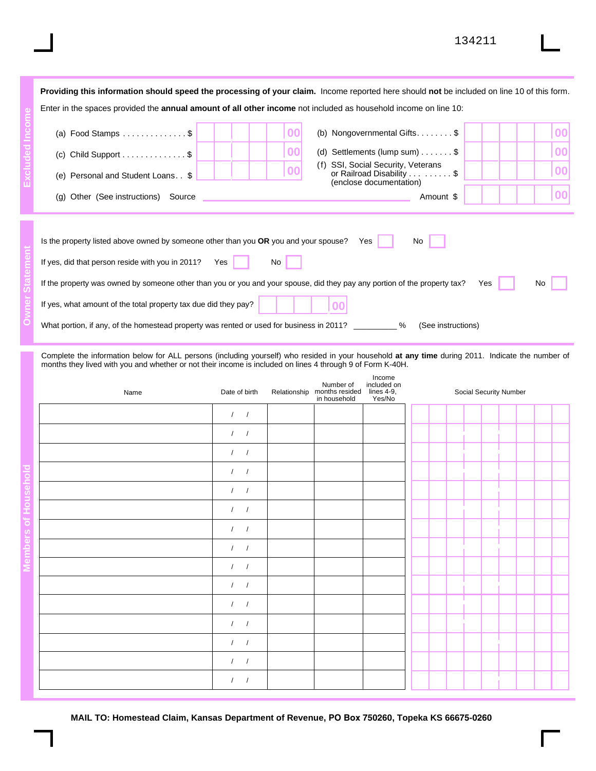134211

## Excluded Income

**Providing this information should speed the processing of your claim.** Income reported here should **not** be included on line 10 of this form.

Enter in the spaces provided the **annual amount of all other income** not included as household income on line 10:

(a) Food Stamps . . . . . . . . . . . . . . $ 00

(b) Nongovernmental Gifts. . . . . . . . $ 00

(c) Child Support . . . . . . . . . . . . . . $ 00

(d) Settlements (lump sum) . . . . . . . $ 00

(e) Personal and Student Loans. . $ 00

(f) SSI, Social Security, Veterans or Railroad Disability . . . . . . . . . $ 00 (enclose documentation)

(g) Other (See instructions) Source ______________________ Amount $ 00

## Owner Statement

Is the property listed above owned by someone other than you **OR** you and your spouse? Yes ☐ No ☐

If yes, did that person reside with you in 2011? Yes ☐ No ☐

If the property was owned by someone other than you or you and your spouse, did they pay any portion of the property tax? Yes ☐ No ☐

If yes, what amount of the total property tax due did they pay? 00

What portion, if any, of the homestead property was rented or used for business in 2011? ________ % (See instructions)

## Members of Household

Complete the information below for ALL persons (including yourself) who resided in your household **at any time** during 2011. Indicate the number of months they lived with you and whether or not their income is included on lines 4 through 9 of Form K-40H.

| Name | Date of birth | Relationship | Number of months resided in household | Income included on lines 4-9, Yes/No | Social Security Number |
|---|---|---|---|---|---|
| | / / | | | | |
| | / / | | | | |
| | / / | | | | |
| | / / | | | | |
| | / / | | | | |
| | / / | | | | |
| | / / | | | | |
| | / / | | | | |
| | / / | | | | |
| | / / | | | | |
| | / / | | | | |
| | / / | | | | |
| | / / | | | | |
| | / / | | | | |
| | / / | | | | |

**MAIL TO: Homestead Claim, Kansas Department of Revenue, PO Box 750260, Topeka KS 66675-0260**